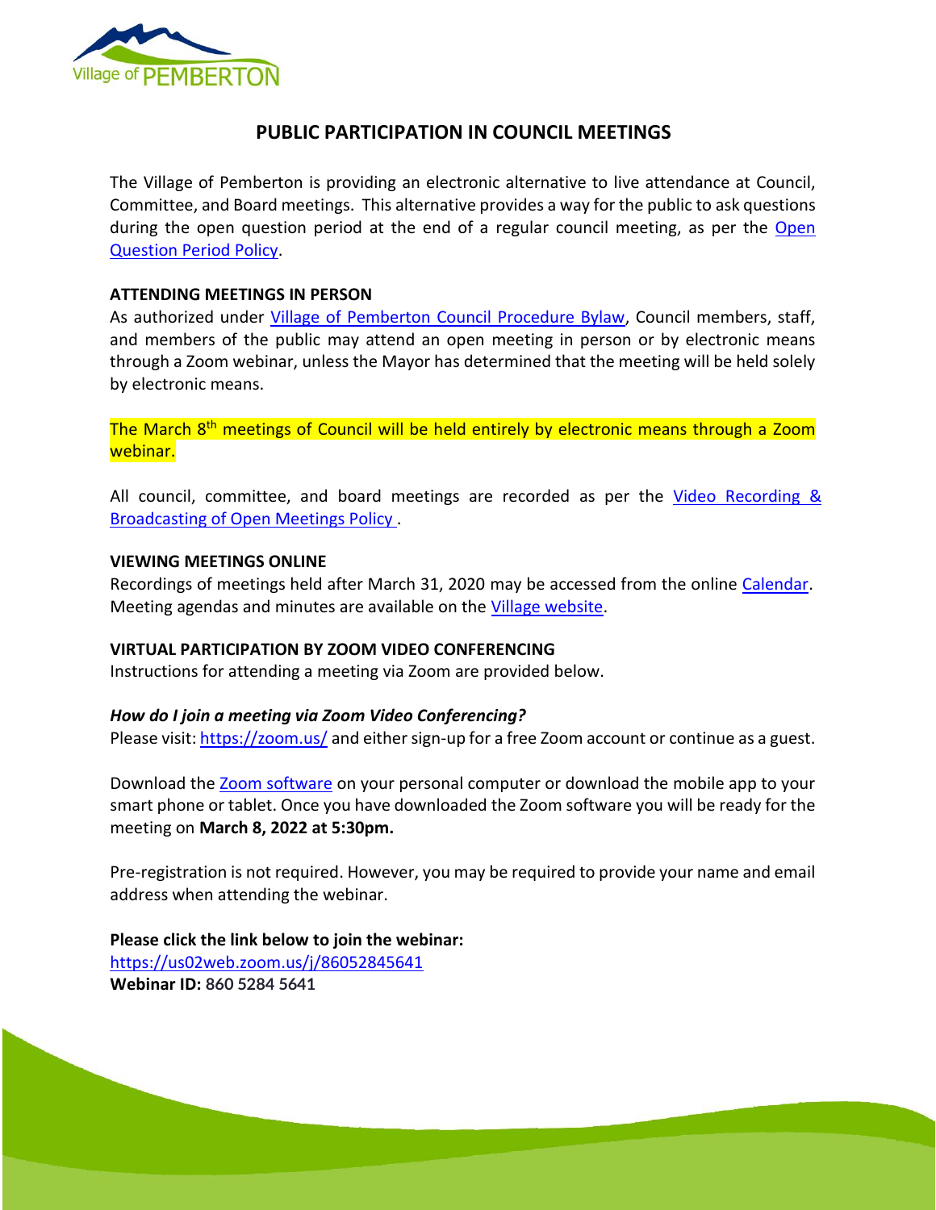# PUBLIC PARTICIPATION IN COUNCIL MEETINGS

The Village of Pemberton is providing an electronic alternative to live attendance at Council, Committee, and Board meetings. This alternative provides a way for the public to ask questions during the open question period at the end of a regular council meeting, as per the Open Question Period Policy.

**ATTENDING MEETINGS IN PERSON**

As authorized under Village of Pemberton Council Procedure Bylaw, Council members, staff, and members of the public may attend an open meeting in person or by electronic means through a Zoom webinar, unless the Mayor has determined that the meeting will be held solely by electronic means.

The March 8th meetings of Council will be held entirely by electronic means through a Zoom webinar.

All council, committee, and board meetings are recorded as per the Video Recording & Broadcasting of Open Meetings Policy .

**VIEWING MEETINGS ONLINE**

Recordings of meetings held after March 31, 2020 may be accessed from the online Calendar. Meeting agendas and minutes are available on the Village website.

**VIRTUAL PARTICIPATION BY ZOOM VIDEO CONFERENCING**

Instructions for attending a meeting via Zoom are provided below.

***How do I join a meeting via Zoom Video Conferencing?***

Please visit: https://zoom.us/ and either sign-up for a free Zoom account or continue as a guest.

Download the Zoom software on your personal computer or download the mobile app to your smart phone or tablet. Once you have downloaded the Zoom software you will be ready for the meeting on **March 8, 2022 at 5:30pm.**

Pre-registration is not required. However, you may be required to provide your name and email address when attending the webinar.

**Please click the link below to join the webinar:**
https://us02web.zoom.us/j/86052845641
**Webinar ID:** 860 5284 5641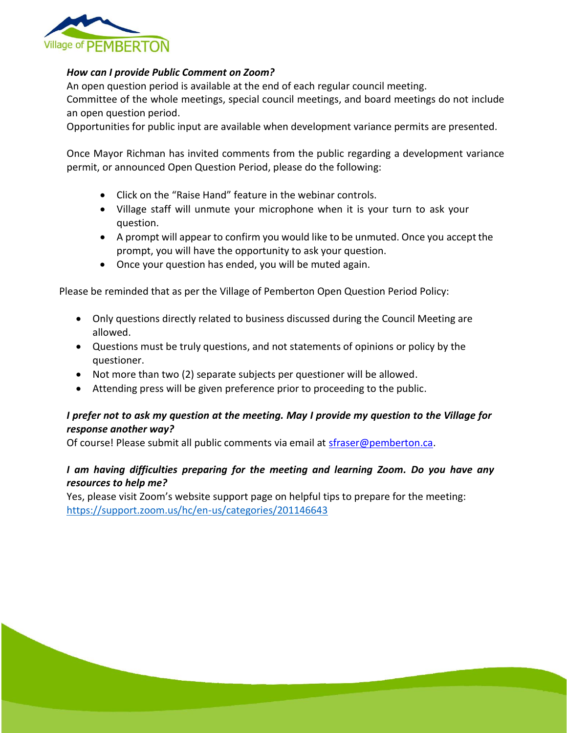***How can I provide Public Comment on Zoom?***

An open question period is available at the end of each regular council meeting.

Committee of the whole meetings, special council meetings, and board meetings do not include an open question period.

Opportunities for public input are available when development variance permits are presented.

Once Mayor Richman has invited comments from the public regarding a development variance permit, or announced Open Question Period, please do the following:

- Click on the "Raise Hand" feature in the webinar controls.
- Village staff will unmute your microphone when it is your turn to ask your question.
- A prompt will appear to confirm you would like to be unmuted. Once you accept the prompt, you will have the opportunity to ask your question.
- Once your question has ended, you will be muted again.

Please be reminded that as per the Village of Pemberton Open Question Period Policy:

- Only questions directly related to business discussed during the Council Meeting are allowed.
- Questions must be truly questions, and not statements of opinions or policy by the questioner.
- Not more than two (2) separate subjects per questioner will be allowed.
- Attending press will be given preference prior to proceeding to the public.

***I prefer not to ask my question at the meeting. May I provide my question to the Village for response another way?***

Of course! Please submit all public comments via email at sfraser@pemberton.ca.

***I am having difficulties preparing for the meeting and learning Zoom. Do you have any resources to help me?***

Yes, please visit Zoom's website support page on helpful tips to prepare for the meeting: https://support.zoom.us/hc/en-us/categories/201146643